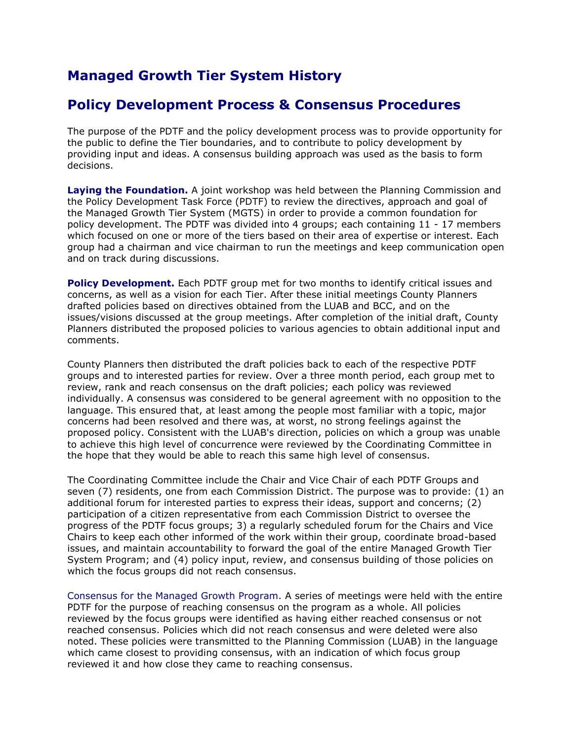# Managed Growth Tier System History

## Policy Development Process & Consensus Procedures

The purpose of the PDTF and the policy development process was to provide opportunity for the public to define the Tier boundaries, and to contribute to policy development by providing input and ideas. A consensus building approach was used as the basis to form decisions.

**Laying the Foundation.** A joint workshop was held between the Planning Commission and the Policy Development Task Force (PDTF) to review the directives, approach and goal of the Managed Growth Tier System (MGTS) in order to provide a common foundation for policy development. The PDTF was divided into 4 groups; each containing 11 - 17 members which focused on one or more of the tiers based on their area of expertise or interest. Each group had a chairman and vice chairman to run the meetings and keep communication open and on track during discussions.

**Policy Development.** Each PDTF group met for two months to identify critical issues and concerns, as well as a vision for each Tier. After these initial meetings County Planners drafted policies based on directives obtained from the LUAB and BCC, and on the issues/visions discussed at the group meetings. After completion of the initial draft, County Planners distributed the proposed policies to various agencies to obtain additional input and comments.

County Planners then distributed the draft policies back to each of the respective PDTF groups and to interested parties for review. Over a three month period, each group met to review, rank and reach consensus on the draft policies; each policy was reviewed individually. A consensus was considered to be general agreement with no opposition to the language. This ensured that, at least among the people most familiar with a topic, major concerns had been resolved and there was, at worst, no strong feelings against the proposed policy. Consistent with the LUAB's direction, policies on which a group was unable to achieve this high level of concurrence were reviewed by the Coordinating Committee in the hope that they would be able to reach this same high level of consensus.

The Coordinating Committee include the Chair and Vice Chair of each PDTF Groups and seven (7) residents, one from each Commission District. The purpose was to provide: (1) an additional forum for interested parties to express their ideas, support and concerns; (2) participation of a citizen representative from each Commission District to oversee the progress of the PDTF focus groups; 3) a regularly scheduled forum for the Chairs and Vice Chairs to keep each other informed of the work within their group, coordinate broad-based issues, and maintain accountability to forward the goal of the entire Managed Growth Tier System Program; and (4) policy input, review, and consensus building of those policies on which the focus groups did not reach consensus.

Consensus for the Managed Growth Program. A series of meetings were held with the entire PDTF for the purpose of reaching consensus on the program as a whole. All policies reviewed by the focus groups were identified as having either reached consensus or not reached consensus. Policies which did not reach consensus and were deleted were also noted. These policies were transmitted to the Planning Commission (LUAB) in the language which came closest to providing consensus, with an indication of which focus group reviewed it and how close they came to reaching consensus.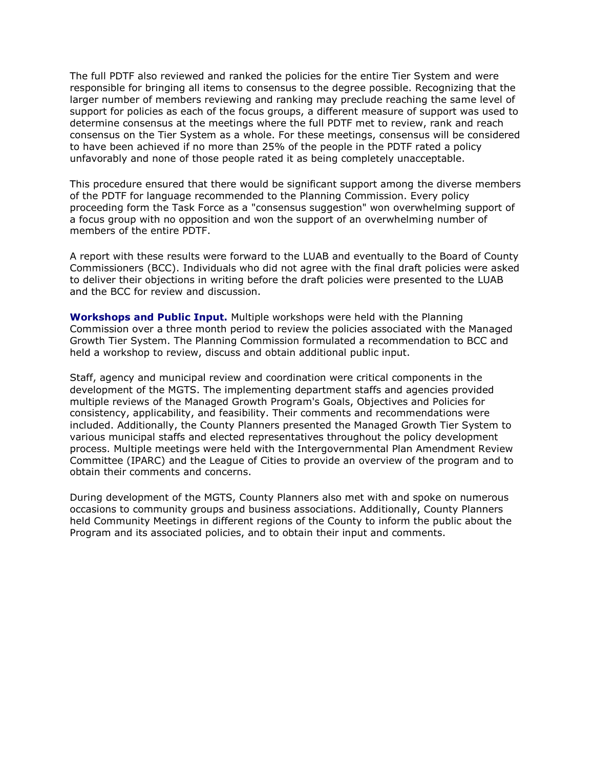The full PDTF also reviewed and ranked the policies for the entire Tier System and were responsible for bringing all items to consensus to the degree possible. Recognizing that the larger number of members reviewing and ranking may preclude reaching the same level of support for policies as each of the focus groups, a different measure of support was used to determine consensus at the meetings where the full PDTF met to review, rank and reach consensus on the Tier System as a whole. For these meetings, consensus will be considered to have been achieved if no more than 25% of the people in the PDTF rated a policy unfavorably and none of those people rated it as being completely unacceptable.

This procedure ensured that there would be significant support among the diverse members of the PDTF for language recommended to the Planning Commission. Every policy proceeding form the Task Force as a "consensus suggestion" won overwhelming support of a focus group with no opposition and won the support of an overwhelming number of members of the entire PDTF.

A report with these results were forward to the LUAB and eventually to the Board of County Commissioners (BCC). Individuals who did not agree with the final draft policies were asked to deliver their objections in writing before the draft policies were presented to the LUAB and the BCC for review and discussion.

**Workshops and Public Input.** Multiple workshops were held with the Planning Commission over a three month period to review the policies associated with the Managed Growth Tier System. The Planning Commission formulated a recommendation to BCC and held a workshop to review, discuss and obtain additional public input.

Staff, agency and municipal review and coordination were critical components in the development of the MGTS. The implementing department staffs and agencies provided multiple reviews of the Managed Growth Program's Goals, Objectives and Policies for consistency, applicability, and feasibility. Their comments and recommendations were included. Additionally, the County Planners presented the Managed Growth Tier System to various municipal staffs and elected representatives throughout the policy development process. Multiple meetings were held with the Intergovernmental Plan Amendment Review Committee (IPARC) and the League of Cities to provide an overview of the program and to obtain their comments and concerns.

During development of the MGTS, County Planners also met with and spoke on numerous occasions to community groups and business associations. Additionally, County Planners held Community Meetings in different regions of the County to inform the public about the Program and its associated policies, and to obtain their input and comments.